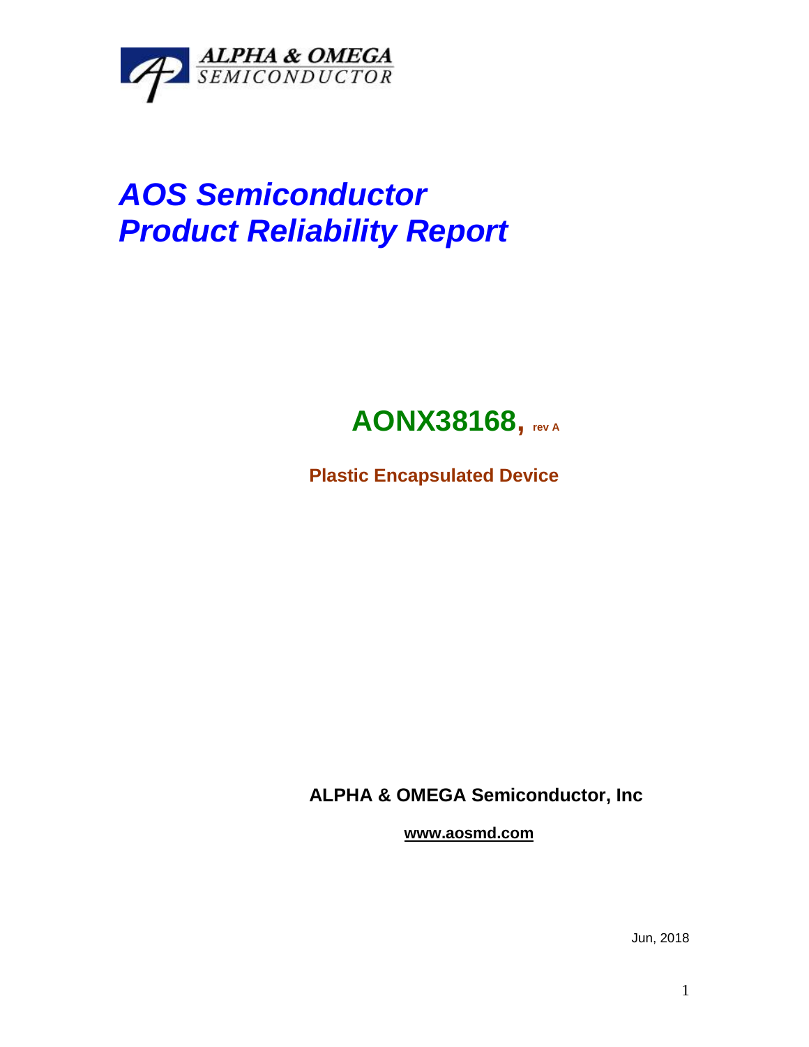ALPHA & OMEGA SEMICONDUCTOR

# *AOS Semiconductor*
# *Product Reliability Report*

## AONX38168, rev A

**Plastic Encapsulated Device**

**ALPHA & OMEGA Semiconductor, Inc**

**www.aosmd.com**

Jun, 2018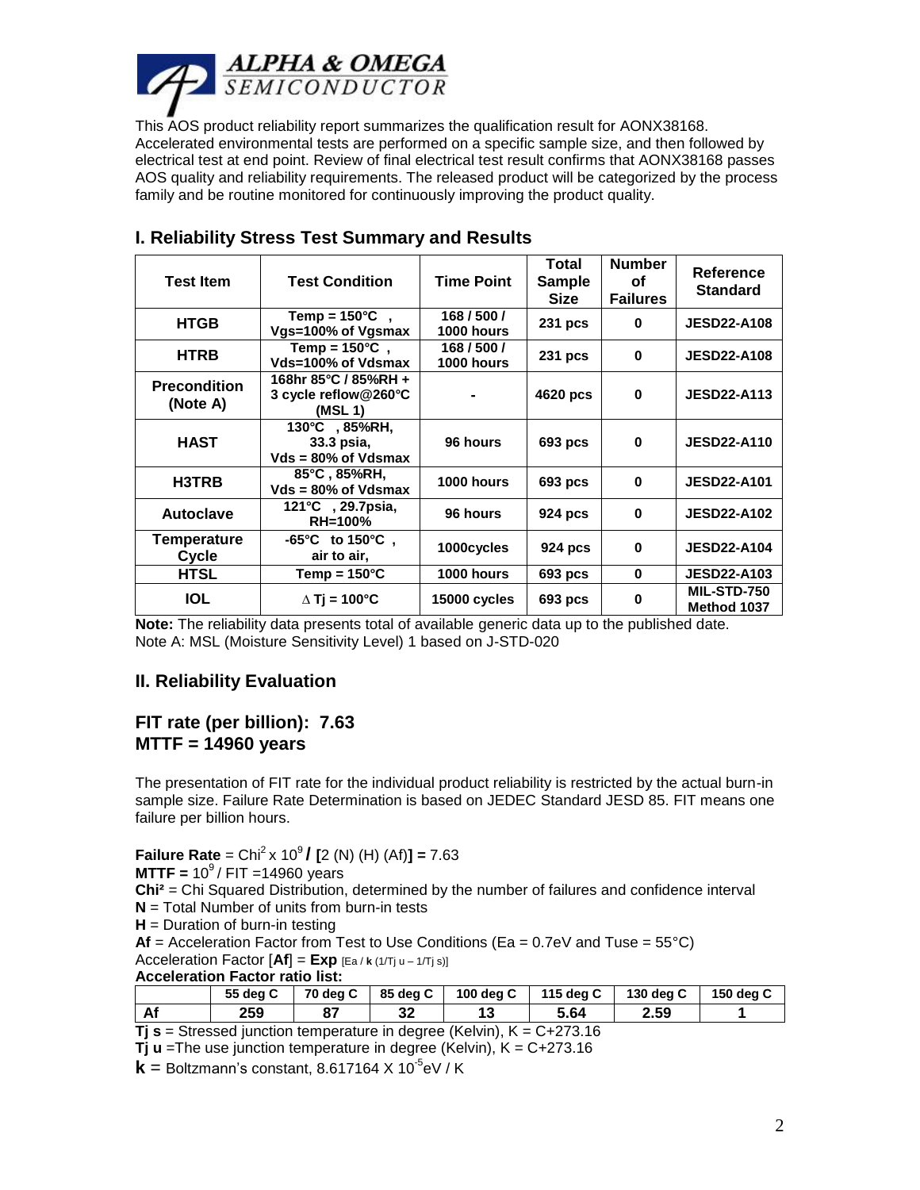This AOS product reliability report summarizes the qualification result for AONX38168. Accelerated environmental tests are performed on a specific sample size, and then followed by electrical test at end point. Review of final electrical test result confirms that AONX38168 passes AOS quality and reliability requirements. The released product will be categorized by the process family and be routine monitored for continuously improving the product quality.

## I. Reliability Stress Test Summary and Results

| Test Item | Test Condition | Time Point | Total Sample Size | Number of Failures | Reference Standard |
|---|---|---|---|---|---|
| HTGB | Temp = 150°C , Vgs=100% of Vgsmax | 168 / 500 / 1000 hours | 231 pcs | 0 | JESD22-A108 |
| HTRB | Temp = 150°C , Vds=100% of Vdsmax | 168 / 500 / 1000 hours | 231 pcs | 0 | JESD22-A108 |
| Precondition (Note A) | 168hr 85°C / 85%RH + 3 cycle reflow@260°C (MSL 1) | - | 4620 pcs | 0 | JESD22-A113 |
| HAST | 130°C , 85%RH, 33.3 psia, Vds = 80% of Vdsmax | 96 hours | 693 pcs | 0 | JESD22-A110 |
| H3TRB | 85°C , 85%RH, Vds = 80% of Vdsmax | 1000 hours | 693 pcs | 0 | JESD22-A101 |
| Autoclave | 121°C , 29.7psia, RH=100% | 96 hours | 924 pcs | 0 | JESD22-A102 |
| Temperature Cycle | -65°C to 150°C , air to air, | 1000cycles | 924 pcs | 0 | JESD22-A104 |
| HTSL | Temp = 150°C | 1000 hours | 693 pcs | 0 | JESD22-A103 |
| IOL | $\Delta$ Tj = 100°C | 15000 cycles | 693 pcs | 0 | MIL-STD-750 Method 1037 |

**Note:** The reliability data presents total of available generic data up to the published date.
Note A: MSL (Moisture Sensitivity Level) 1 based on J-STD-020

## II. Reliability Evaluation

### FIT rate (per billion): 7.63
### MTTF = 14960 years

The presentation of FIT rate for the individual product reliability is restricted by the actual burn-in sample size. Failure Rate Determination is based on JEDEC Standard JESD 85. FIT means one failure per billion hours.

**Failure Rate** = $Chi^2 \times 10^9$ **/ [**2 (N) (H) (Af)**] =** 7.63

**MTTF =** $10^9$ / FIT =14960 years

**Chi²** = Chi Squared Distribution, determined by the number of failures and confidence interval

**N** = Total Number of units from burn-in tests

**H** = Duration of burn-in testing

**Af** = Acceleration Factor from Test to Use Conditions (Ea = 0.7eV and Tuse = 55°C)

Acceleration Factor [**Af**] = **Exp** [Ea / **k** (1/Tj u – 1/Tj s)]

**Acceleration Factor ratio list:**

| | 55 deg C | 70 deg C | 85 deg C | 100 deg C | 115 deg C | 130 deg C | 150 deg C |
|---|---|---|---|---|---|---|---|
| Af | 259 | 87 | 32 | 13 | 5.64 | 2.59 | 1 |

**Tj s** = Stressed junction temperature in degree (Kelvin), K = C+273.16

**Tj u** =The use junction temperature in degree (Kelvin), K = C+273.16

**k** = Boltzmann's constant, 8.617164 X $10^{-5}$eV / K